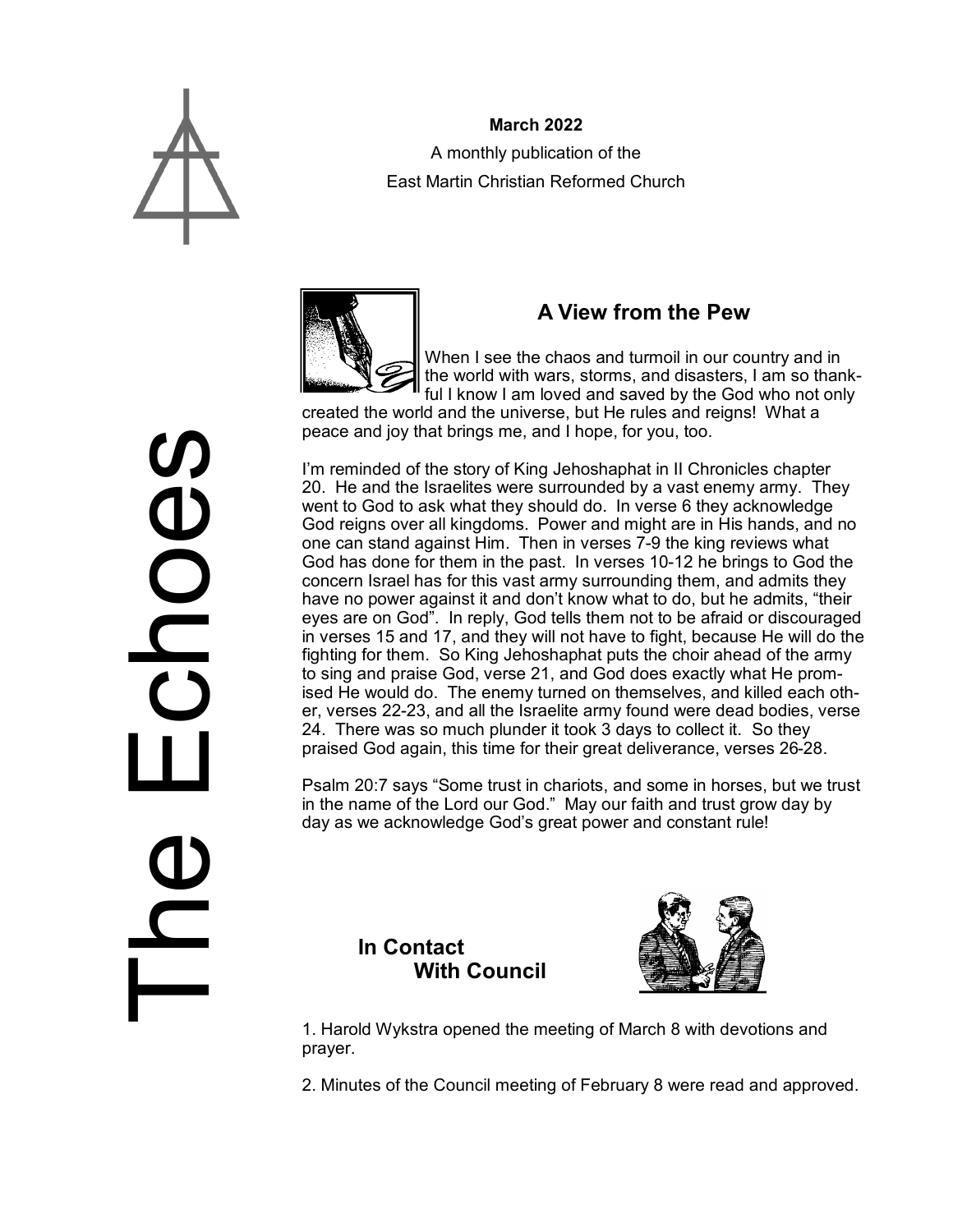# The Echoes

**March 2022**

A monthly publication of the
East Martin Christian Reformed Church

## A View from the Pew

When I see the chaos and turmoil in our country and in the world with wars, storms, and disasters, I am so thankful I know I am loved and saved by the God who not only created the world and the universe, but He rules and reigns! What a peace and joy that brings me, and I hope, for you, too.

I'm reminded of the story of King Jehoshaphat in II Chronicles chapter 20. He and the Israelites were surrounded by a vast enemy army. They went to God to ask what they should do. In verse 6 they acknowledge God reigns over all kingdoms. Power and might are in His hands, and no one can stand against Him. Then in verses 7-9 the king reviews what God has done for them in the past. In verses 10-12 he brings to God the concern Israel has for this vast army surrounding them, and admits they have no power against it and don't know what to do, but he admits, "their eyes are on God". In reply, God tells them not to be afraid or discouraged in verses 15 and 17, and they will not have to fight, because He will do the fighting for them. So King Jehoshaphat puts the choir ahead of the army to sing and praise God, verse 21, and God does exactly what He promised He would do. The enemy turned on themselves, and killed each other, verses 22-23, and all the Israelite army found were dead bodies, verse 24. There was so much plunder it took 3 days to collect it. So they praised God again, this time for their great deliverance, verses 26-28.

Psalm 20:7 says "Some trust in chariots, and some in horses, but we trust in the name of the Lord our God." May our faith and trust grow day by day as we acknowledge God's great power and constant rule!

## In Contact With Council

1. Harold Wykstra opened the meeting of March 8 with devotions and prayer.

2. Minutes of the Council meeting of February 8 were read and approved.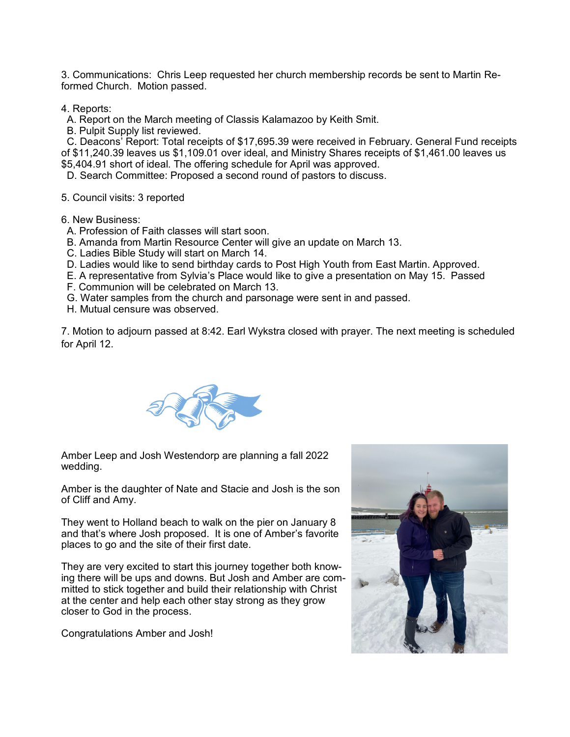3. Communications: Chris Leep requested her church membership records be sent to Martin Reformed Church. Motion passed.

4. Reports:

  A. Report on the March meeting of Classis Kalamazoo by Keith Smit.

  B. Pulpit Supply list reviewed.

  C. Deacons' Report: Total receipts of $17,695.39 were received in February. General Fund receipts of $11,240.39 leaves us $1,109.01 over ideal, and Ministry Shares receipts of $1,461.00 leaves us $5,404.91 short of ideal. The offering schedule for April was approved.

  D. Search Committee: Proposed a second round of pastors to discuss.

5. Council visits: 3 reported

6. New Business:

  A. Profession of Faith classes will start soon.

  B. Amanda from Martin Resource Center will give an update on March 13.

  C. Ladies Bible Study will start on March 14.

  D. Ladies would like to send birthday cards to Post High Youth from East Martin. Approved.

  E. A representative from Sylvia's Place would like to give a presentation on May 15. Passed

  F. Communion will be celebrated on March 13.

  G. Water samples from the church and parsonage were sent in and passed.

  H. Mutual censure was observed.

7. Motion to adjourn passed at 8:42. Earl Wykstra closed with prayer. The next meeting is scheduled for April 12.

Amber Leep and Josh Westendorp are planning a fall 2022 wedding.

Amber is the daughter of Nate and Stacie and Josh is the son of Cliff and Amy.

They went to Holland beach to walk on the pier on January 8 and that's where Josh proposed. It is one of Amber's favorite places to go and the site of their first date.

They are very excited to start this journey together both knowing there will be ups and downs. But Josh and Amber are committed to stick together and build their relationship with Christ at the center and help each other stay strong as they grow closer to God in the process.

Congratulations Amber and Josh!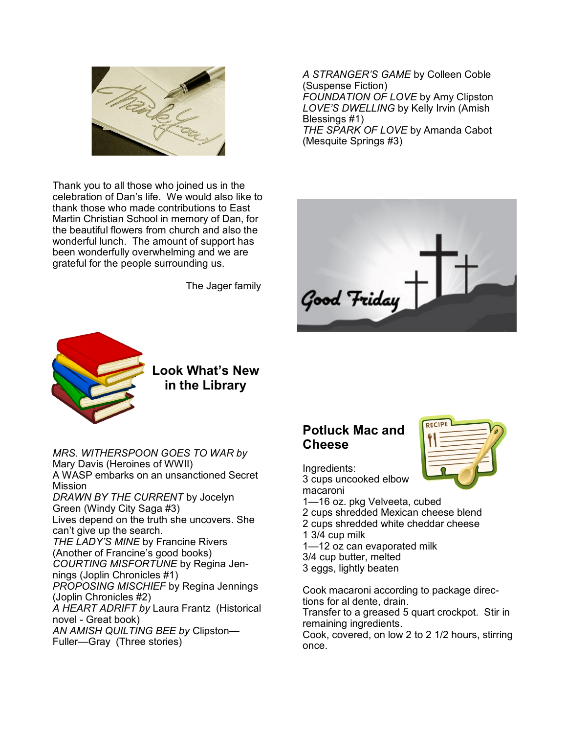Thank you to all those who joined us in the celebration of Dan's life. We would also like to thank those who made contributions to East Martin Christian School in memory of Dan, for the beautiful flowers from church and also the wonderful lunch. The amount of support has been wonderfully overwhelming and we are grateful for the people surrounding us.

The Jager family

## Look What's New in the Library

*MRS. WITHERSPOON GOES TO WAR by* Mary Davis (Heroines of WWII)
A WASP embarks on an unsanctioned Secret Mission
*DRAWN BY THE CURRENT* by Jocelyn Green (Windy City Saga #3)
Lives depend on the truth she uncovers. She can't give up the search.
*THE LADY'S MINE* by Francine Rivers (Another of Francine's good books)
*COURTING MISFORTUNE* by Regina Jennings (Joplin Chronicles #1)
*PROPOSING MISCHIEF* by Regina Jennings (Joplin Chronicles #2)
*A HEART ADRIFT by* Laura Frantz (Historical novel - Great book)
*AN AMISH QUILTING BEE by* Clipston—Fuller—Gray (Three stories)
*A STRANGER'S GAME* by Colleen Coble (Suspense Fiction)
*FOUNDATION OF LOVE* by Amy Clipston
*LOVE'S DWELLING* by Kelly Irvin (Amish Blessings #1)
*THE SPARK OF LOVE* by Amanda Cabot (Mesquite Springs #3)

## Potluck Mac and Cheese

Ingredients:
3 cups uncooked elbow macaroni
1—16 oz. pkg Velveeta, cubed
2 cups shredded Mexican cheese blend
2 cups shredded white cheddar cheese
1 3/4 cup milk
1—12 oz can evaporated milk
3/4 cup butter, melted
3 eggs, lightly beaten

Cook macaroni according to package directions for al dente, drain.
Transfer to a greased 5 quart crockpot. Stir in remaining ingredients.
Cook, covered, on low 2 to 2 1/2 hours, stirring once.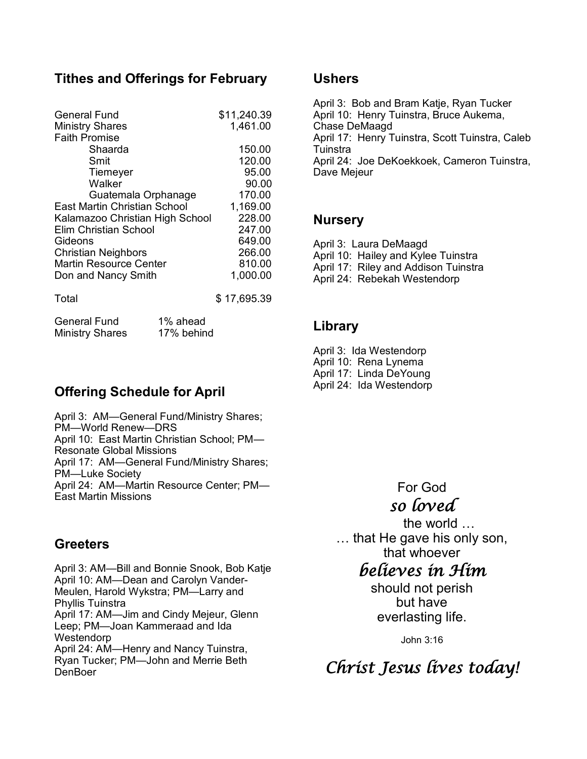## Tithes and Offerings for February

| | |
|---|---|
| General Fund | $11,240.39 |
| Ministry Shares | 1,461.00 |
| Faith Promise | |
| Shaarda | 150.00 |
| Smit | 120.00 |
| Tiemeyer | 95.00 |
| Walker | 90.00 |
| Guatemala Orphanage | 170.00 |
| East Martin Christian School | 1,169.00 |
| Kalamazoo Christian High School | 228.00 |
| Elim Christian School | 247.00 |
| Gideons | 649.00 |
| Christian Neighbors | 266.00 |
| Martin Resource Center | 810.00 |
| Don and Nancy Smith | 1,000.00 |
| Total | $ 17,695.39 |

| | |
|---|---|
| General Fund | 1% ahead |
| Ministry Shares | 17% behind |

## Offering Schedule for April

April 3: AM—General Fund/Ministry Shares; PM—World Renew—DRS
April 10: East Martin Christian School; PM—Resonate Global Missions
April 17: AM—General Fund/Ministry Shares; PM—Luke Society
April 24: AM—Martin Resource Center; PM—East Martin Missions

## Greeters

April 3: AM—Bill and Bonnie Snook, Bob Katje
April 10: AM—Dean and Carolyn Vander-Meulen, Harold Wykstra; PM—Larry and Phyllis Tuinstra
April 17: AM—Jim and Cindy Mejeur, Glenn Leep; PM—Joan Kammeraad and Ida Westendorp
April 24: AM—Henry and Nancy Tuinstra, Ryan Tucker; PM—John and Merrie Beth DenBoer

## Ushers

April 3: Bob and Bram Katje, Ryan Tucker
April 10: Henry Tuinstra, Bruce Aukema, Chase DeMaagd
April 17: Henry Tuinstra, Scott Tuinstra, Caleb Tuinstra
April 24: Joe DeKoekkoek, Cameron Tuinstra, Dave Mejeur

## Nursery

April 3: Laura DeMaagd
April 10: Hailey and Kylee Tuinstra
April 17: Riley and Addison Tuinstra
April 24: Rebekah Westendorp

## Library

April 3: Ida Westendorp
April 10: Rena Lynema
April 17: Linda DeYoung
April 24: Ida Westendorp

For God
*so loved*
the world …
… that He gave his only son,
that whoever
*believes in Him*
should not perish
but have
everlasting life.

John 3:16

*Christ Jesus lives today!*